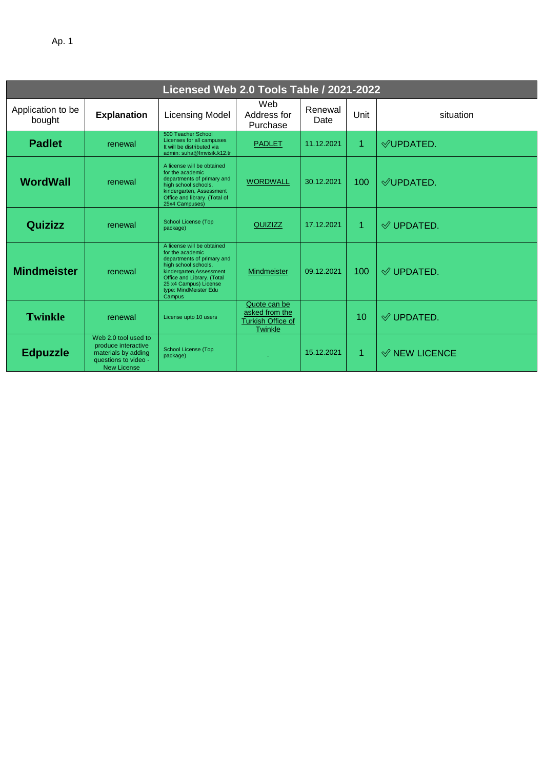Ap. 1

| Licensed Web 2.0 Tools Table / 2021-2022 | | | | | | |
|---|---|---|---|---|---|---|
| Application to be bought | **Explanation** | Licensing Model | Web Address for Purchase | Renewal Date | Unit | situation |
| **Padlet** | renewal | 500 Teacher School Licenses for all campuses It will be distributed via admin: suha@fmvisik.k12.tr | PADLET | 11.12.2021 | 1 | ✅UPDATED. |
| **WordWall** | renewal | A license will be obtained for the academic departments of primary and high school schools, kindergarten, Assessment Office and library. (Total of 25x4 Campuses) | WORDWALL | 30.12.2021 | 100 | ✅UPDATED. |
| **Quizizz** | renewal | School License (Top package) | QUIZIZZ | 17.12.2021 | 1 | ✅ UPDATED. |
| **Mindmeister** | renewal | A license will be obtained for the academic departments of primary and high school schools, kindergarten,Assessment Office and Library. (Total 25 x4 Campus) License type: MindMeister Edu Campus | Mindmeister | 09.12.2021 | 100 | ✅ UPDATED. |
| **Twinkle** | renewal | License upto 10 users | Quote can be asked from the Turkish Office of Twinkle | | 10 | ✅ UPDATED. |
| **Edpuzzle** | Web 2.0 tool used to produce interactive materials by adding questions to video - New License | School License (Top package) | - | 15.12.2021 | 1 | ✅ NEW LICENCE |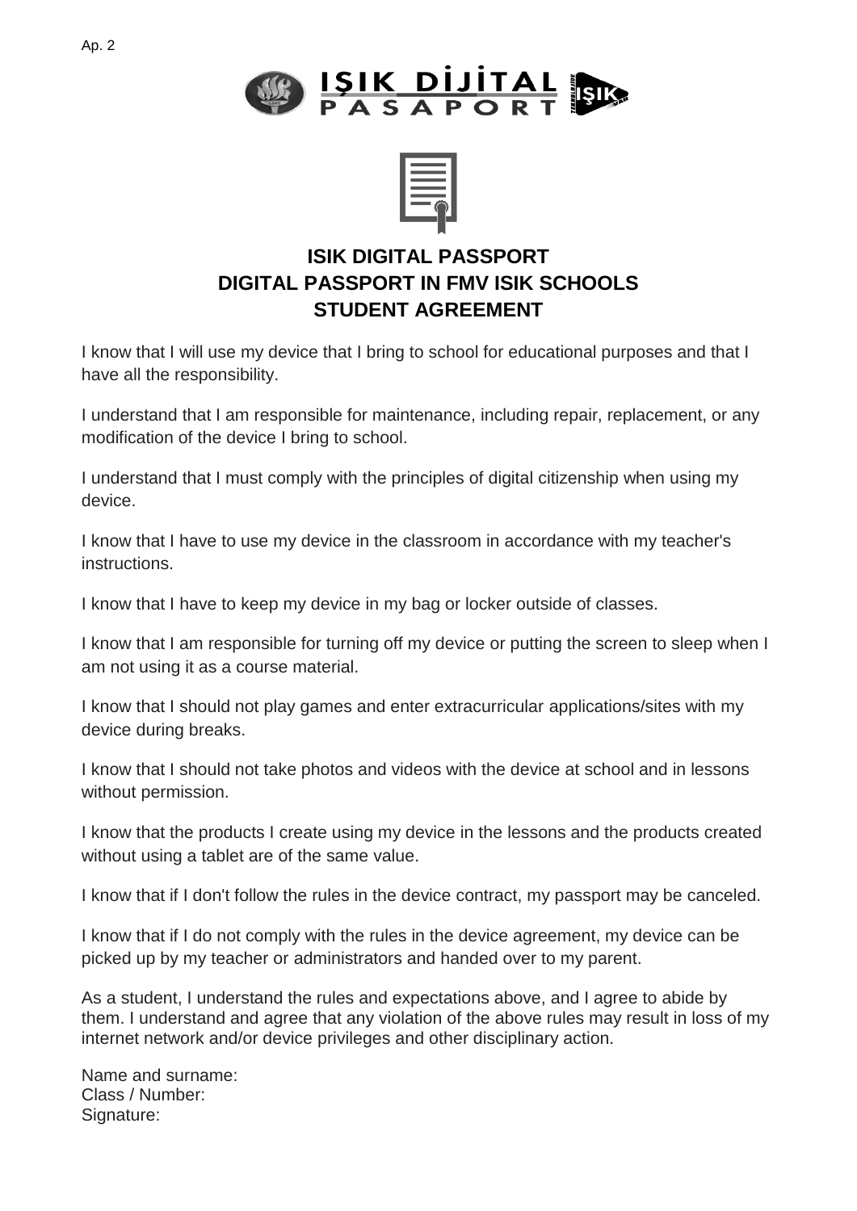Ap. 2

IŞIK DİJİTAL PASAPORT

# ISIK DIGITAL PASSPORT
# DIGITAL PASSPORT IN FMV ISIK SCHOOLS
# STUDENT AGREEMENT

I know that I will use my device that I bring to school for educational purposes and that I have all the responsibility.

I understand that I am responsible for maintenance, including repair, replacement, or any modification of the device I bring to school.

I understand that I must comply with the principles of digital citizenship when using my device.

I know that I have to use my device in the classroom in accordance with my teacher's instructions.

I know that I have to keep my device in my bag or locker outside of classes.

I know that I am responsible for turning off my device or putting the screen to sleep when I am not using it as a course material.

I know that I should not play games and enter extracurricular applications/sites with my device during breaks.

I know that I should not take photos and videos with the device at school and in lessons without permission.

I know that the products I create using my device in the lessons and the products created without using a tablet are of the same value.

I know that if I don't follow the rules in the device contract, my passport may be canceled.

I know that if I do not comply with the rules in the device agreement, my device can be picked up by my teacher or administrators and handed over to my parent.

As a student, I understand the rules and expectations above, and I agree to abide by them. I understand and agree that any violation of the above rules may result in loss of my internet network and/or device privileges and other disciplinary action.

Name and surname:
Class / Number:
Signature: